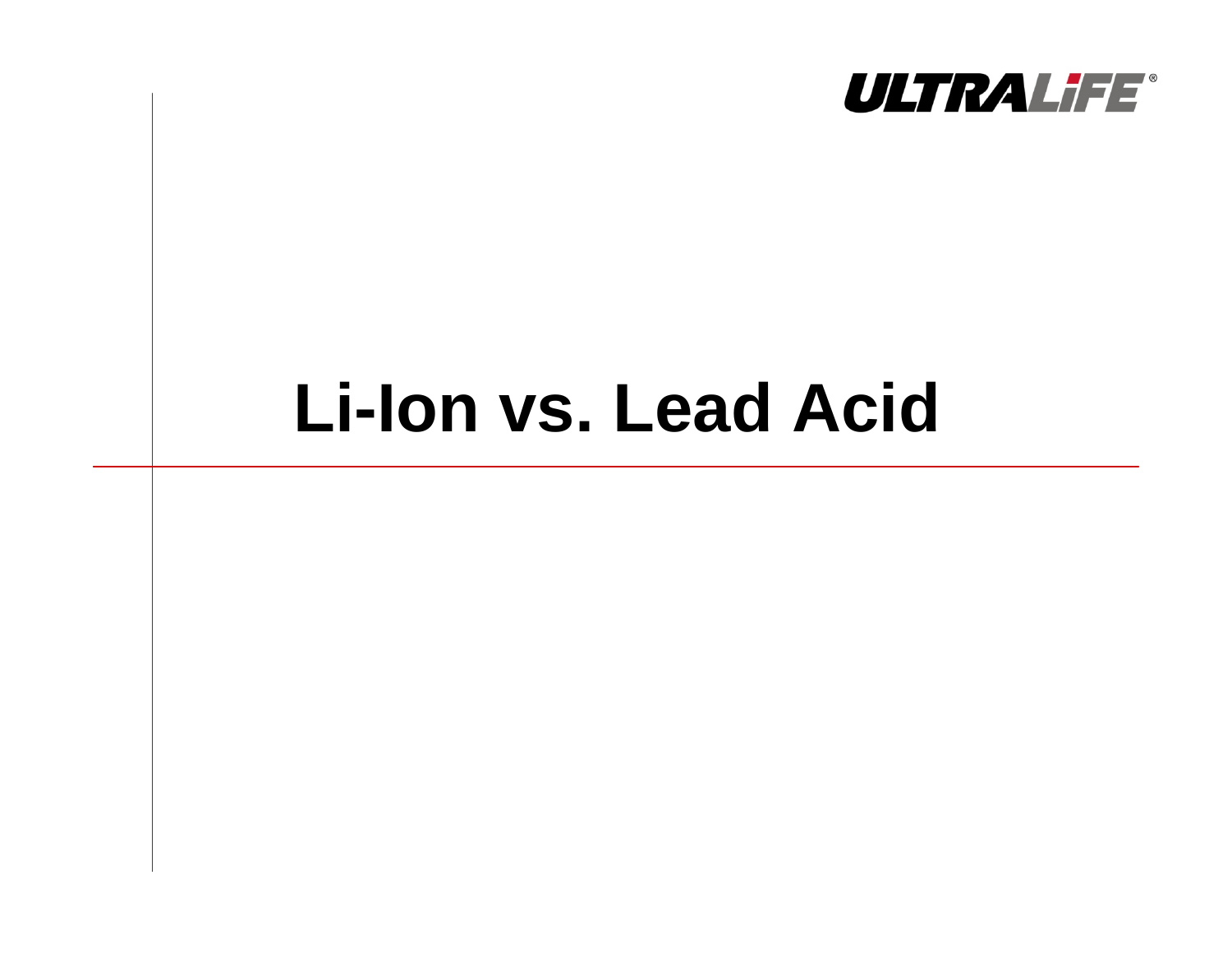ULTRALIFE®

# Li-Ion vs. Lead Acid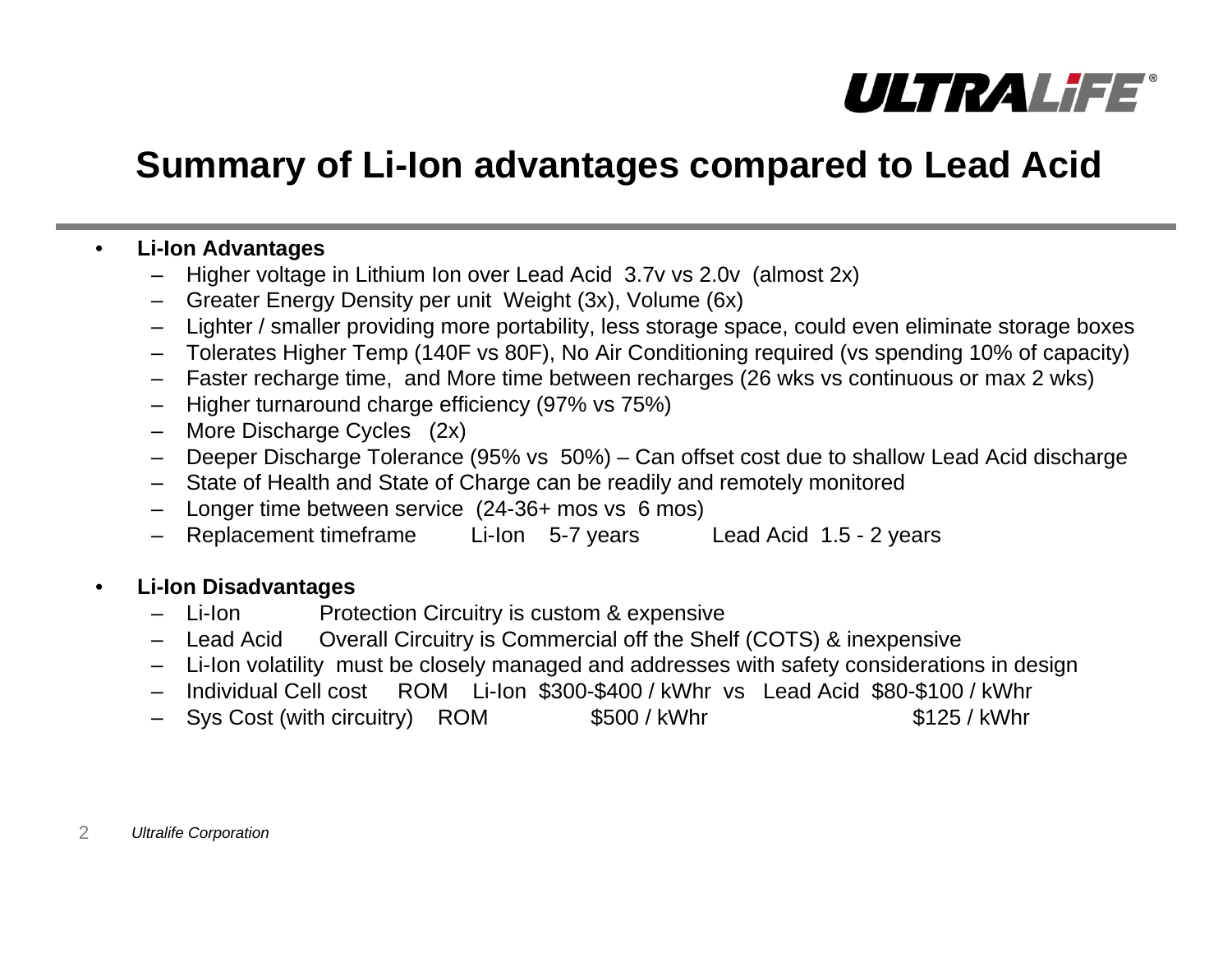# Summary of Li-Ion advantages compared to Lead Acid

- **Li-Ion Advantages**
  - Higher voltage in Lithium Ion over Lead Acid 3.7v vs 2.0v (almost 2x)
  - Greater Energy Density per unit Weight (3x), Volume (6x)
  - Lighter / smaller providing more portability, less storage space, could even eliminate storage boxes
  - Tolerates Higher Temp (140F vs 80F), No Air Conditioning required (vs spending 10% of capacity)
  - Faster recharge time, and More time between recharges (26 wks vs continuous or max 2 wks)
  - Higher turnaround charge efficiency (97% vs 75%)
  - More Discharge Cycles (2x)
  - Deeper Discharge Tolerance (95% vs 50%) – Can offset cost due to shallow Lead Acid discharge
  - State of Health and State of Charge can be readily and remotely monitored
  - Longer time between service (24-36+ mos vs 6 mos)
  - Replacement timeframe Li-Ion 5-7 years Lead Acid 1.5 - 2 years

- **Li-Ion Disadvantages**
  - Li-Ion Protection Circuitry is custom & expensive
  - Lead Acid Overall Circuitry is Commercial off the Shelf (COTS) & inexpensive
  - Li-Ion volatility must be closely managed and addresses with safety considerations in design
  - Individual Cell cost ROM Li-Ion $300-$400 / kWhr vs Lead Acid $80-$100 / kWhr
  - Sys Cost (with circuitry) ROM $500 / kWhr $125 / kWhr

*Ultralife Corporation*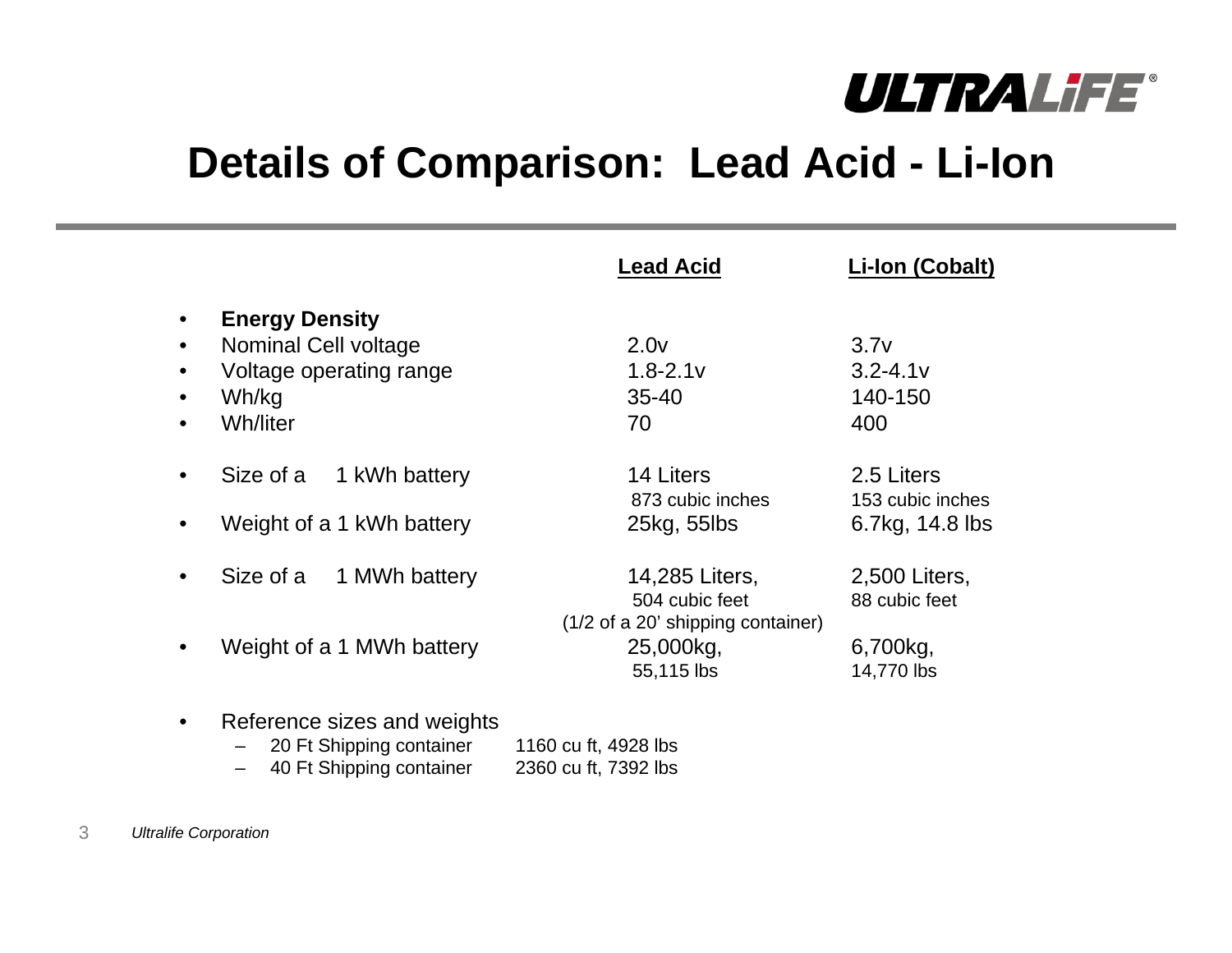# Details of Comparison: Lead Acid - Li-Ion

| | Lead Acid | Li-Ion (Cobalt) |
|---|---|---|
| **Energy Density** | | |
| Nominal Cell voltage | 2.0v | 3.7v |
| Voltage operating range | 1.8-2.1v | 3.2-4.1v |
| Wh/kg | 35-40 | 140-150 |
| Wh/liter | 70 | 400 |
| Size of a 1 kWh battery | 14 Liters<br>873 cubic inches | 2.5 Liters<br>153 cubic inches |
| Weight of a 1 kWh battery | 25kg, 55lbs | 6.7kg, 14.8 lbs |
| Size of a 1 MWh battery | 14,285 Liters,<br>504 cubic feet<br>(1/2 of a 20' shipping container) | 2,500 Liters,<br>88 cubic feet |
| Weight of a 1 MWh battery | 25,000kg,<br>55,115 lbs | 6,700kg,<br>14,770 lbs |

- Reference sizes and weights
  - 20 Ft Shipping container 1160 cu ft, 4928 lbs
  - 40 Ft Shipping container 2360 cu ft, 7392 lbs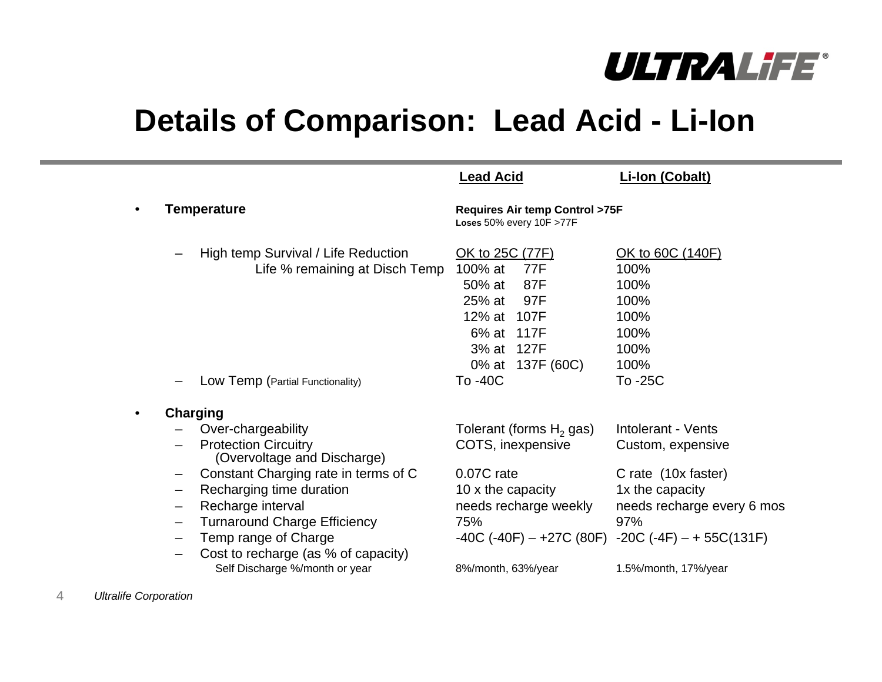# Details of Comparison: Lead Acid - Li-Ion

| | Lead Acid | Li-Ion (Cobalt) |
|---|---|---|
| **Temperature** | **Requires Air temp Control >75F**<br>**Loses** 50% every 10F >77F | |
| – High temp Survival / Life Reduction | OK to 25C (77F) | OK to 60C (140F) |
| Life % remaining at Disch Temp | 100% at 77F | 100% |
| | 50% at 87F | 100% |
| | 25% at 97F | 100% |
| | 12% at 107F | 100% |
| | 6% at 117F | 100% |
| | 3% at 127F | 100% |
| | 0% at 137F (60C) | 100% |
| – Low Temp (Partial Functionality) | To -40C | To -25C |
| **Charging** | | |
| – Over-chargeability | Tolerant (forms $H_2$ gas) | Intolerant - Vents |
| – Protection Circuitry (Overvoltage and Discharge) | COTS, inexpensive | Custom, expensive |
| – Constant Charging rate in terms of C | 0.07C rate | C rate (10x faster) |
| – Recharging time duration | 10 x the capacity | 1x the capacity |
| – Recharge interval | needs recharge weekly | needs recharge every 6 mos |
| – Turnaround Charge Efficiency | 75% | 97% |
| – Temp range of Charge | -40C (-40F) – +27C (80F) | -20C (-4F) – + 55C(131F) |
| – Cost to recharge (as % of capacity) | | |
| Self Discharge %/month or year | 8%/month, 63%/year | 1.5%/month, 17%/year |

*Ultralife Corporation*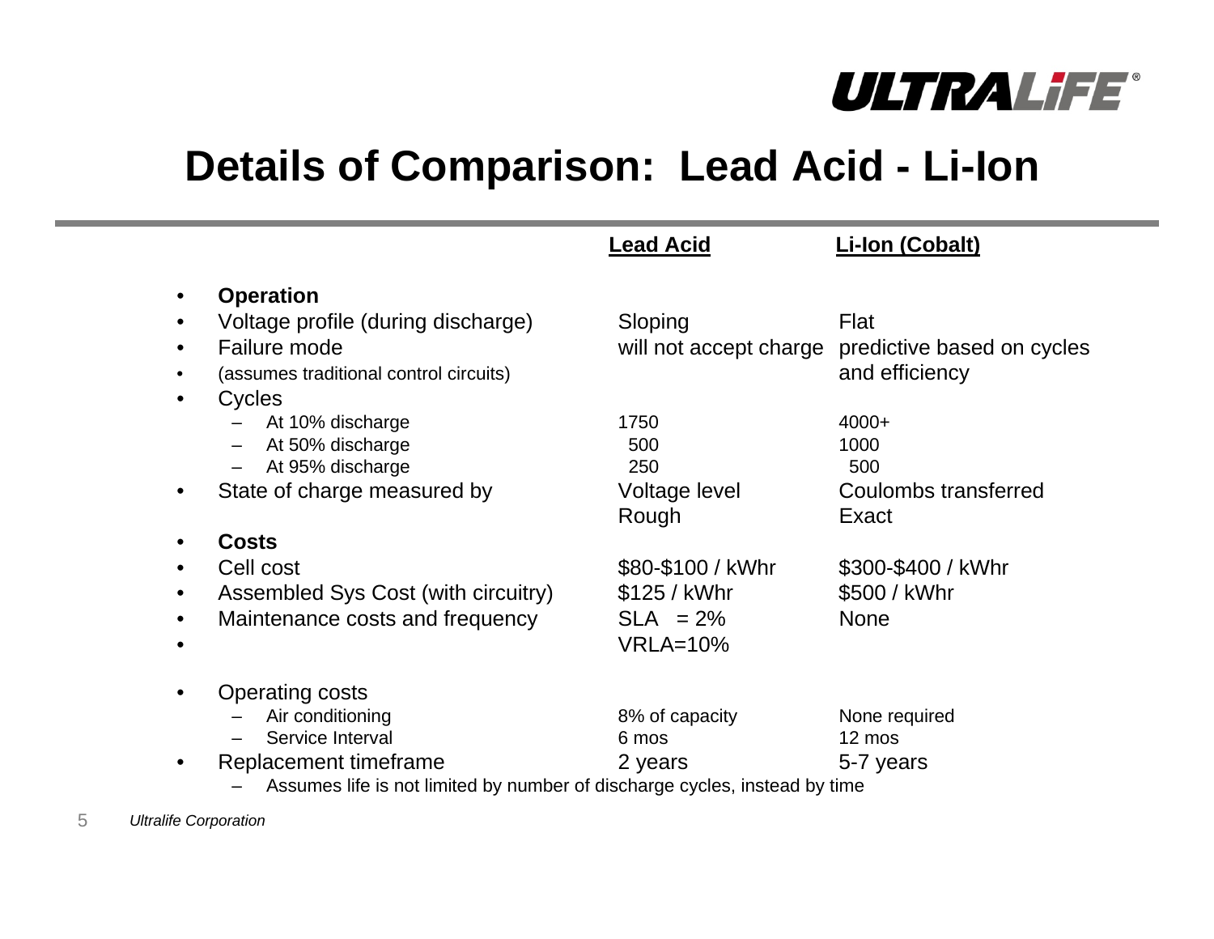# Details of Comparison: Lead Acid - Li-Ion

| | Lead Acid | Li-Ion (Cobalt) |
|---|---|---|
| **Operation** | | |
| Voltage profile (during discharge) | Sloping | Flat |
| Failure mode | will not accept charge | predictive based on cycles and efficiency |
| (assumes traditional control circuits) | | |
| Cycles | | |
| – At 10% discharge | 1750 | 4000+ |
| – At 50% discharge | 500 | 1000 |
| – At 95% discharge | 250 | 500 |
| State of charge measured by | Voltage level<br>Rough | Coulombs transferred<br>Exact |
| **Costs** | | |
| Cell cost | \$80-\$100 / kWhr | \$300-\$400 / kWhr |
| Assembled Sys Cost (with circuitry) | \$125 / kWhr | \$500 / kWhr |
| Maintenance costs and frequency | SLA = 2%<br>VRLA=10% | None |
| Operating costs | | |
| – Air conditioning | 8% of capacity | None required |
| – Service Interval | 6 mos | 12 mos |
| Replacement timeframe | 2 years | 5-7 years |

– Assumes life is not limited by number of discharge cycles, instead by time

*Ultralife Corporation*